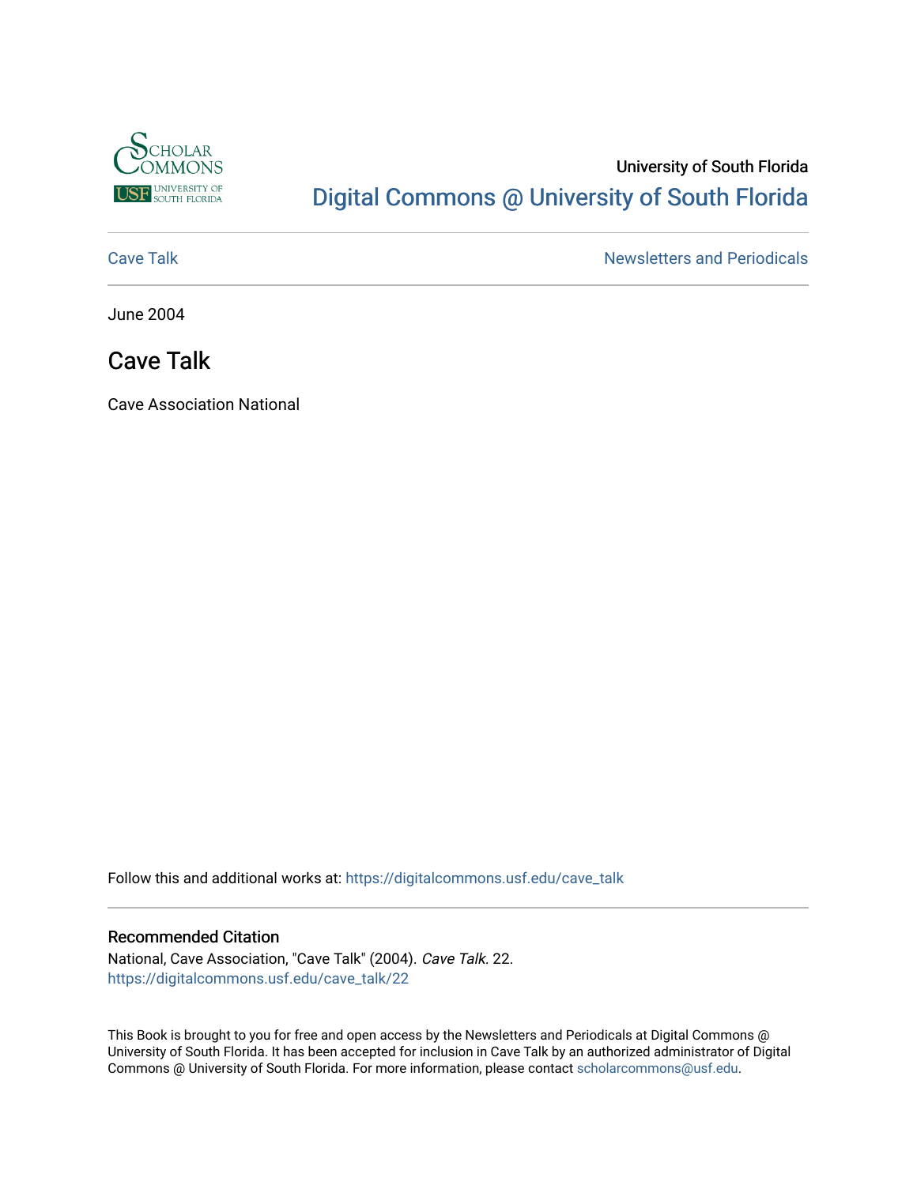University of South Florida

# Digital Commons @ University of South Florida

Cave Talk

Newsletters and Periodicals

June 2004

## Cave Talk

Cave Association National

Follow this and additional works at: https://digitalcommons.usf.edu/cave_talk

### Recommended Citation

National, Cave Association, "Cave Talk" (2004). *Cave Talk*. 22.
https://digitalcommons.usf.edu/cave_talk/22

This Book is brought to you for free and open access by the Newsletters and Periodicals at Digital Commons @ University of South Florida. It has been accepted for inclusion in Cave Talk by an authorized administrator of Digital Commons @ University of South Florida. For more information, please contact scholarcommons@usf.edu.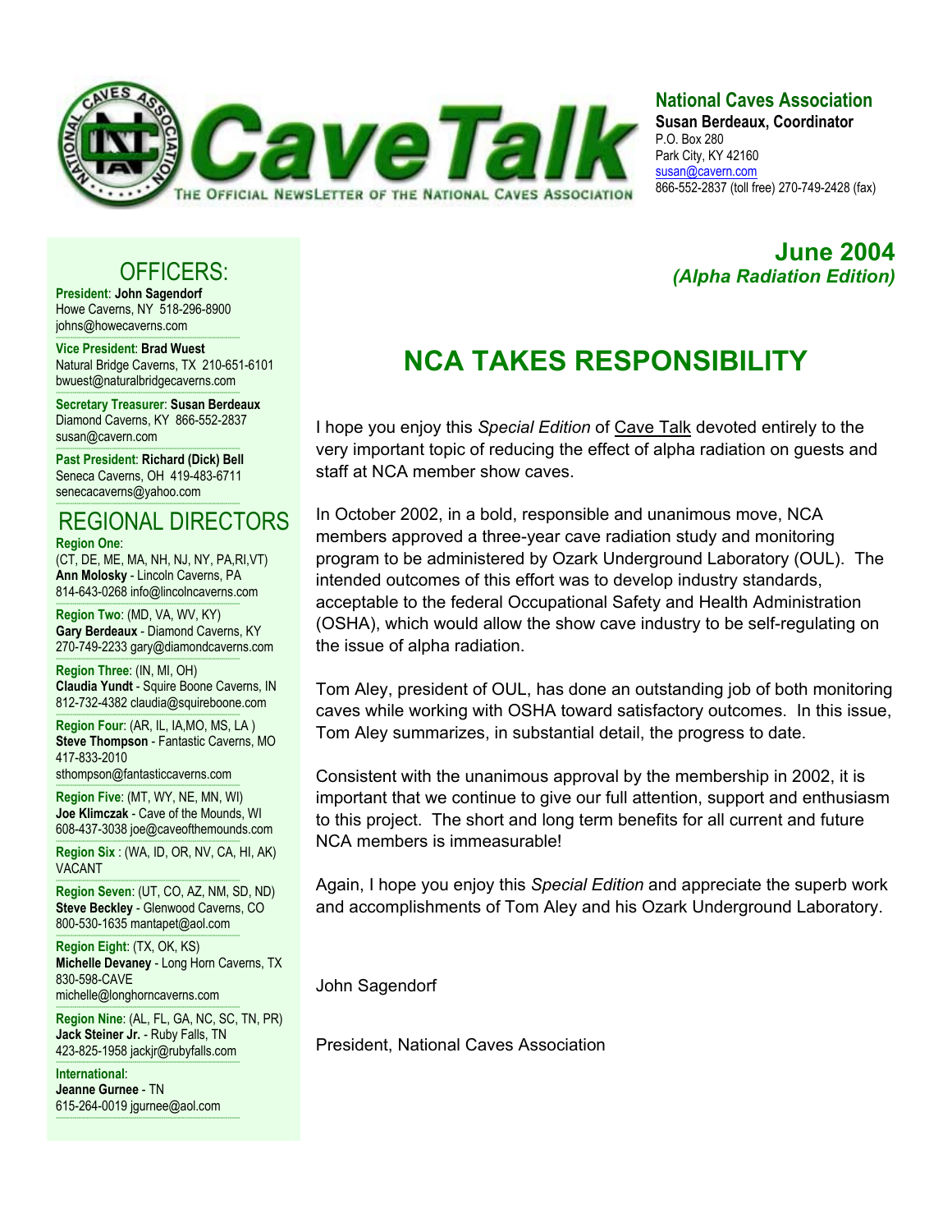# CaveTalk

THE OFFICIAL NEWSLETTER OF THE NATIONAL CAVES ASSOCIATION

**National Caves Association**
**Susan Berdeaux, Coordinator**
P.O. Box 280
Park City, KY 42160
susan@cavern.com
866-552-2837 (toll free) 270-749-2428 (fax)

## OFFICERS:

**President: John Sagendorf**
Howe Caverns, NY 518-296-8900
johns@howecaverns.com

**Vice President: Brad Wuest**
Natural Bridge Caverns, TX 210-651-6101
bwuest@naturalbridgecaverns.com

**Secretary Treasurer: Susan Berdeaux**
Diamond Caverns, KY 866-552-2837
susan@cavern.com

**Past President: Richard (Dick) Bell**
Seneca Caverns, OH 419-483-6711
senecacaverns@yahoo.com

## REGIONAL DIRECTORS

**Region One:**
(CT, DE, ME, MA, NH, NJ, NY, PA,RI,VT)
**Ann Molosky** - Lincoln Caverns, PA
814-643-0268 info@lincolncaverns.com

**Region Two:** (MD, VA, WV, KY)
**Gary Berdeaux** - Diamond Caverns, KY
270-749-2233 gary@diamondcaverns.com

**Region Three:** (IN, MI, OH)
**Claudia Yundt** - Squire Boone Caverns, IN
812-732-4382 claudia@squireboone.com

**Region Four:** (AR, IL, IA,MO, MS, LA )
**Steve Thompson** - Fantastic Caverns, MO
417-833-2010
sthompson@fantasticcaverns.com

**Region Five:** (MT, WY, NE, MN, WI)
**Joe Klimczak** - Cave of the Mounds, WI
608-437-3038 joe@caveofthemounds.com

**Region Six :** (WA, ID, OR, NV, CA, HI, AK)
VACANT

**Region Seven:** (UT, CO, AZ, NM, SD, ND)
**Steve Beckley** - Glenwood Caverns, CO
800-530-1635 mantapet@aol.com

**Region Eight:** (TX, OK, KS)
**Michelle Devaney** - Long Horn Caverns, TX
830-598-CAVE
michelle@longhorncaverns.com

**Region Nine:** (AL, FL, GA, NC, SC, TN, PR)
**Jack Steiner Jr.** - Ruby Falls, TN
423-825-1958 jackjr@rubyfalls.com

**International:**
**Jeanne Gurnee** - TN
615-264-0019 jgurnee@aol.com

**June 2004**
***(Alpha Radiation Edition)***

# NCA TAKES RESPONSIBILITY

I hope you enjoy this *Special Edition* of Cave Talk devoted entirely to the very important topic of reducing the effect of alpha radiation on guests and staff at NCA member show caves.

In October 2002, in a bold, responsible and unanimous move, NCA members approved a three-year cave radiation study and monitoring program to be administered by Ozark Underground Laboratory (OUL). The intended outcomes of this effort was to develop industry standards, acceptable to the federal Occupational Safety and Health Administration (OSHA), which would allow the show cave industry to be self-regulating on the issue of alpha radiation.

Tom Aley, president of OUL, has done an outstanding job of both monitoring caves while working with OSHA toward satisfactory outcomes. In this issue, Tom Aley summarizes, in substantial detail, the progress to date.

Consistent with the unanimous approval by the membership in 2002, it is important that we continue to give our full attention, support and enthusiasm to this project. The short and long term benefits for all current and future NCA members is immeasurable!

Again, I hope you enjoy this *Special Edition* and appreciate the superb work and accomplishments of Tom Aley and his Ozark Underground Laboratory.

John Sagendorf

President, National Caves Association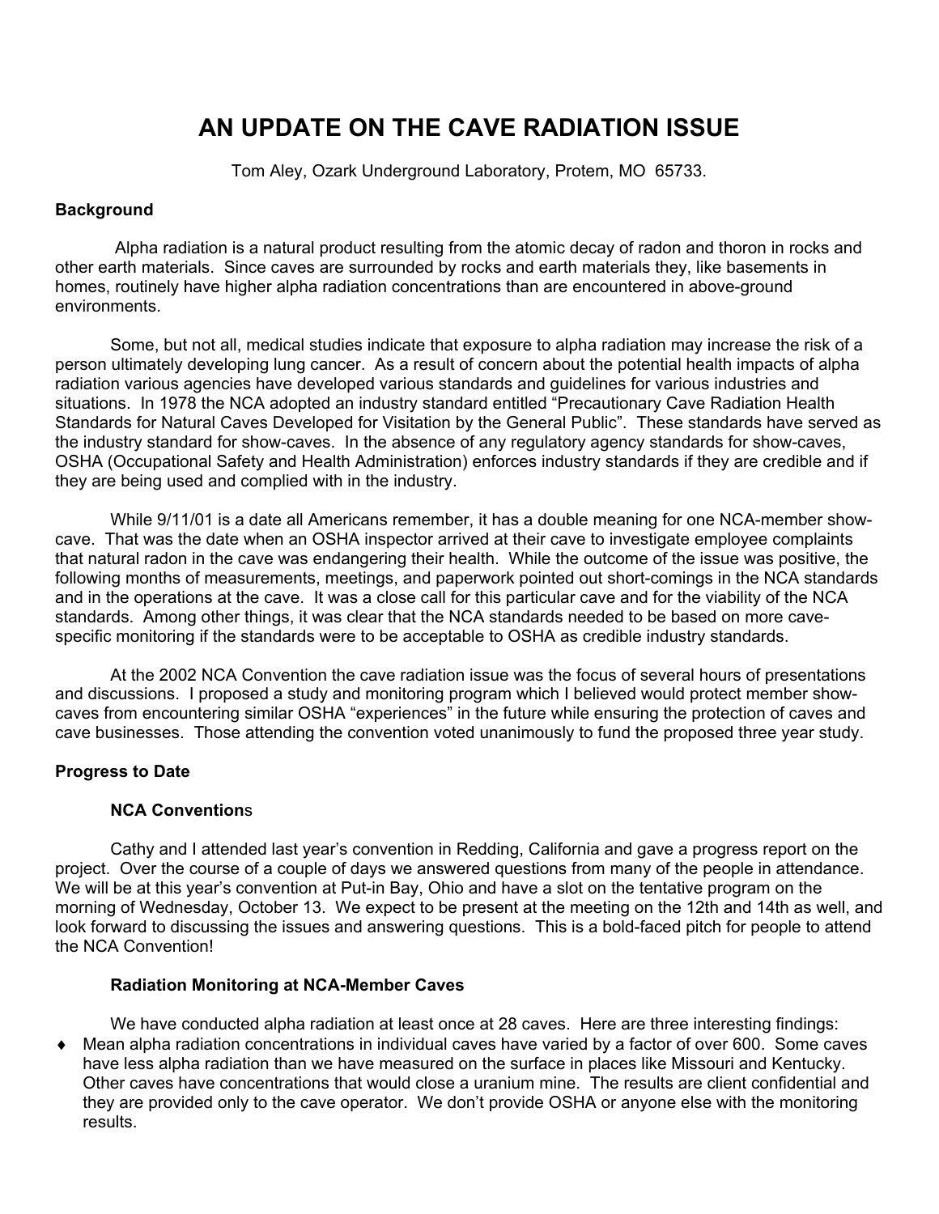# AN UPDATE ON THE CAVE RADIATION ISSUE

Tom Aley, Ozark Underground Laboratory, Protem, MO 65733.

**Background**

Alpha radiation is a natural product resulting from the atomic decay of radon and thoron in rocks and other earth materials. Since caves are surrounded by rocks and earth materials they, like basements in homes, routinely have higher alpha radiation concentrations than are encountered in above-ground environments.

Some, but not all, medical studies indicate that exposure to alpha radiation may increase the risk of a person ultimately developing lung cancer. As a result of concern about the potential health impacts of alpha radiation various agencies have developed various standards and guidelines for various industries and situations. In 1978 the NCA adopted an industry standard entitled "Precautionary Cave Radiation Health Standards for Natural Caves Developed for Visitation by the General Public". These standards have served as the industry standard for show-caves. In the absence of any regulatory agency standards for show-caves, OSHA (Occupational Safety and Health Administration) enforces industry standards if they are credible and if they are being used and complied with in the industry.

While 9/11/01 is a date all Americans remember, it has a double meaning for one NCA-member show-cave. That was the date when an OSHA inspector arrived at their cave to investigate employee complaints that natural radon in the cave was endangering their health. While the outcome of the issue was positive, the following months of measurements, meetings, and paperwork pointed out short-comings in the NCA standards and in the operations at the cave. It was a close call for this particular cave and for the viability of the NCA standards. Among other things, it was clear that the NCA standards needed to be based on more cave-specific monitoring if the standards were to be acceptable to OSHA as credible industry standards.

At the 2002 NCA Convention the cave radiation issue was the focus of several hours of presentations and discussions. I proposed a study and monitoring program which I believed would protect member show-caves from encountering similar OSHA "experiences" in the future while ensuring the protection of caves and cave businesses. Those attending the convention voted unanimously to fund the proposed three year study.

**Progress to Date**

**NCA Conventions**

Cathy and I attended last year's convention in Redding, California and gave a progress report on the project. Over the course of a couple of days we answered questions from many of the people in attendance. We will be at this year's convention at Put-in Bay, Ohio and have a slot on the tentative program on the morning of Wednesday, October 13. We expect to be present at the meeting on the 12th and 14th as well, and look forward to discussing the issues and answering questions. This is a bold-faced pitch for people to attend the NCA Convention!

**Radiation Monitoring at NCA-Member Caves**

We have conducted alpha radiation at least once at 28 caves. Here are three interesting findings:

- Mean alpha radiation concentrations in individual caves have varied by a factor of over 600. Some caves have less alpha radiation than we have measured on the surface in places like Missouri and Kentucky. Other caves have concentrations that would close a uranium mine. The results are client confidential and they are provided only to the cave operator. We don't provide OSHA or anyone else with the monitoring results.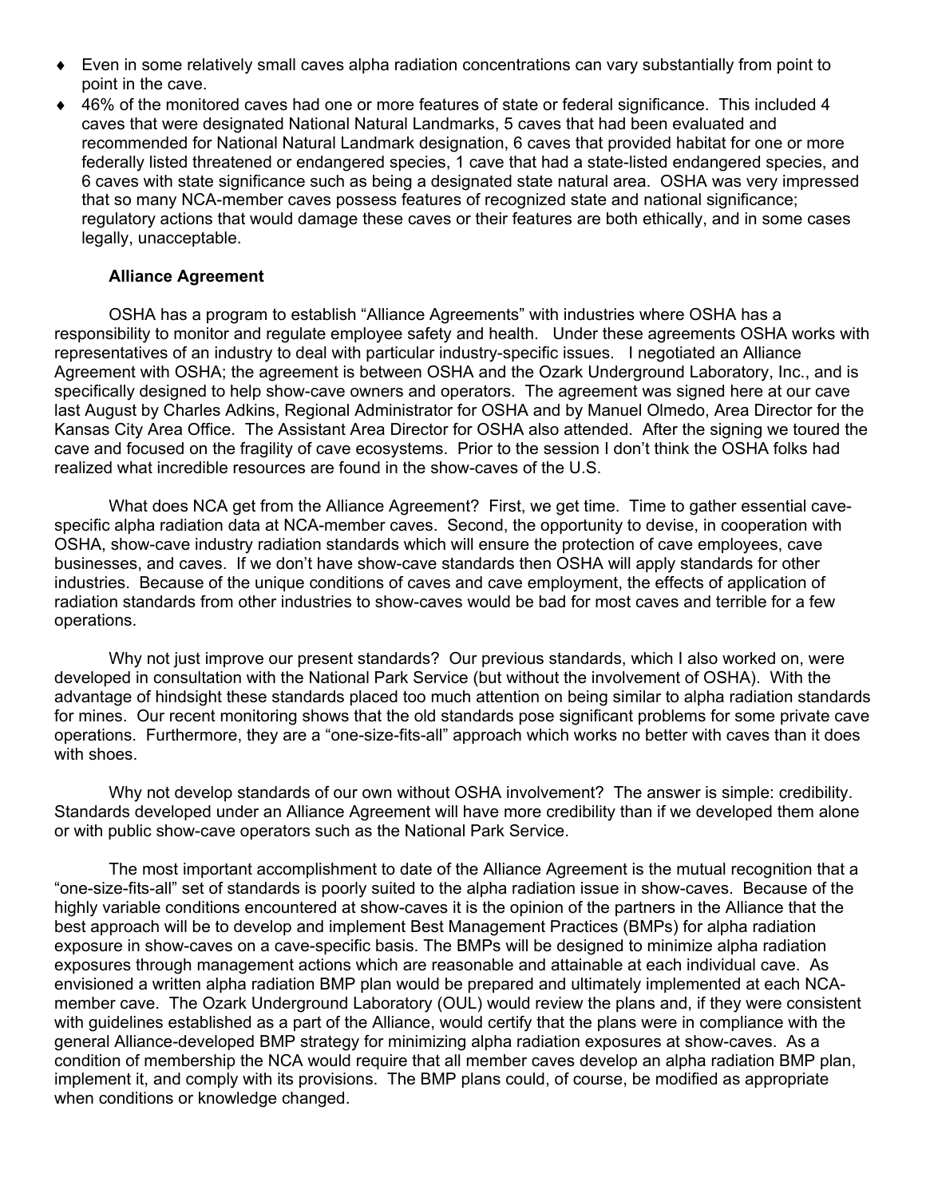- Even in some relatively small caves alpha radiation concentrations can vary substantially from point to point in the cave.
- 46% of the monitored caves had one or more features of state or federal significance. This included 4 caves that were designated National Natural Landmarks, 5 caves that had been evaluated and recommended for National Natural Landmark designation, 6 caves that provided habitat for one or more federally listed threatened or endangered species, 1 cave that had a state-listed endangered species, and 6 caves with state significance such as being a designated state natural area. OSHA was very impressed that so many NCA-member caves possess features of recognized state and national significance; regulatory actions that would damage these caves or their features are both ethically, and in some cases legally, unacceptable.

### Alliance Agreement

OSHA has a program to establish "Alliance Agreements" with industries where OSHA has a responsibility to monitor and regulate employee safety and health. Under these agreements OSHA works with representatives of an industry to deal with particular industry-specific issues. I negotiated an Alliance Agreement with OSHA; the agreement is between OSHA and the Ozark Underground Laboratory, Inc., and is specifically designed to help show-cave owners and operators. The agreement was signed here at our cave last August by Charles Adkins, Regional Administrator for OSHA and by Manuel Olmedo, Area Director for the Kansas City Area Office. The Assistant Area Director for OSHA also attended. After the signing we toured the cave and focused on the fragility of cave ecosystems. Prior to the session I don't think the OSHA folks had realized what incredible resources are found in the show-caves of the U.S.

What does NCA get from the Alliance Agreement? First, we get time. Time to gather essential cave-specific alpha radiation data at NCA-member caves. Second, the opportunity to devise, in cooperation with OSHA, show-cave industry radiation standards which will ensure the protection of cave employees, cave businesses, and caves. If we don't have show-cave standards then OSHA will apply standards for other industries. Because of the unique conditions of caves and cave employment, the effects of application of radiation standards from other industries to show-caves would be bad for most caves and terrible for a few operations.

Why not just improve our present standards? Our previous standards, which I also worked on, were developed in consultation with the National Park Service (but without the involvement of OSHA). With the advantage of hindsight these standards placed too much attention on being similar to alpha radiation standards for mines. Our recent monitoring shows that the old standards pose significant problems for some private cave operations. Furthermore, they are a "one-size-fits-all" approach which works no better with caves than it does with shoes.

Why not develop standards of our own without OSHA involvement? The answer is simple: credibility. Standards developed under an Alliance Agreement will have more credibility than if we developed them alone or with public show-cave operators such as the National Park Service.

The most important accomplishment to date of the Alliance Agreement is the mutual recognition that a "one-size-fits-all" set of standards is poorly suited to the alpha radiation issue in show-caves. Because of the highly variable conditions encountered at show-caves it is the opinion of the partners in the Alliance that the best approach will be to develop and implement Best Management Practices (BMPs) for alpha radiation exposure in show-caves on a cave-specific basis. The BMPs will be designed to minimize alpha radiation exposures through management actions which are reasonable and attainable at each individual cave. As envisioned a written alpha radiation BMP plan would be prepared and ultimately implemented at each NCA-member cave. The Ozark Underground Laboratory (OUL) would review the plans and, if they were consistent with guidelines established as a part of the Alliance, would certify that the plans were in compliance with the general Alliance-developed BMP strategy for minimizing alpha radiation exposures at show-caves. As a condition of membership the NCA would require that all member caves develop an alpha radiation BMP plan, implement it, and comply with its provisions. The BMP plans could, of course, be modified as appropriate when conditions or knowledge changed.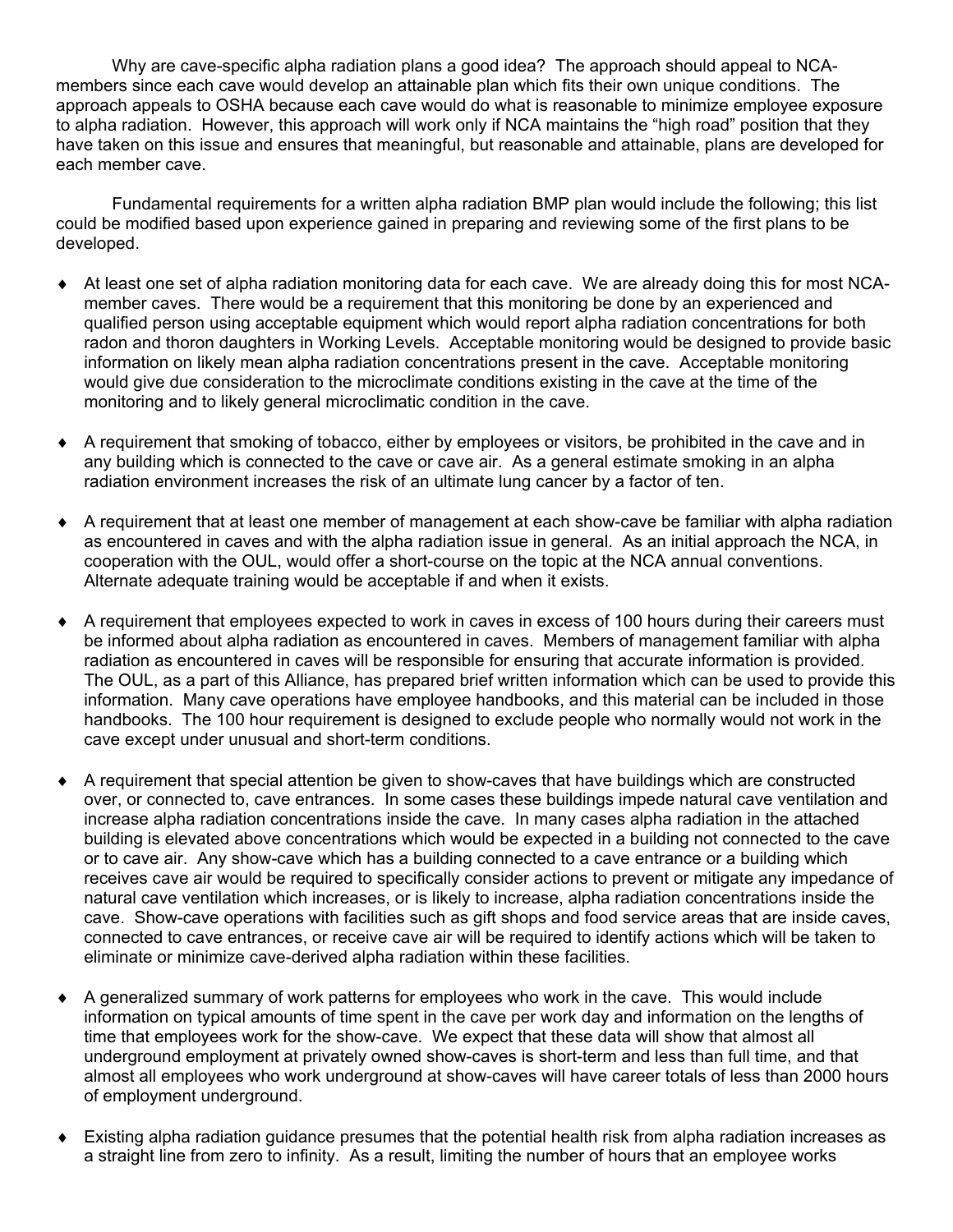Why are cave-specific alpha radiation plans a good idea? The approach should appeal to NCA-members since each cave would develop an attainable plan which fits their own unique conditions. The approach appeals to OSHA because each cave would do what is reasonable to minimize employee exposure to alpha radiation. However, this approach will work only if NCA maintains the "high road" position that they have taken on this issue and ensures that meaningful, but reasonable and attainable, plans are developed for each member cave.

Fundamental requirements for a written alpha radiation BMP plan would include the following; this list could be modified based upon experience gained in preparing and reviewing some of the first plans to be developed.

- At least one set of alpha radiation monitoring data for each cave. We are already doing this for most NCA-member caves. There would be a requirement that this monitoring be done by an experienced and qualified person using acceptable equipment which would report alpha radiation concentrations for both radon and thoron daughters in Working Levels. Acceptable monitoring would be designed to provide basic information on likely mean alpha radiation concentrations present in the cave. Acceptable monitoring would give due consideration to the microclimate conditions existing in the cave at the time of the monitoring and to likely general microclimatic condition in the cave.
- A requirement that smoking of tobacco, either by employees or visitors, be prohibited in the cave and in any building which is connected to the cave or cave air. As a general estimate smoking in an alpha radiation environment increases the risk of an ultimate lung cancer by a factor of ten.
- A requirement that at least one member of management at each show-cave be familiar with alpha radiation as encountered in caves and with the alpha radiation issue in general. As an initial approach the NCA, in cooperation with the OUL, would offer a short-course on the topic at the NCA annual conventions. Alternate adequate training would be acceptable if and when it exists.
- A requirement that employees expected to work in caves in excess of 100 hours during their careers must be informed about alpha radiation as encountered in caves. Members of management familiar with alpha radiation as encountered in caves will be responsible for ensuring that accurate information is provided. The OUL, as a part of this Alliance, has prepared brief written information which can be used to provide this information. Many cave operations have employee handbooks, and this material can be included in those handbooks. The 100 hour requirement is designed to exclude people who normally would not work in the cave except under unusual and short-term conditions.
- A requirement that special attention be given to show-caves that have buildings which are constructed over, or connected to, cave entrances. In some cases these buildings impede natural cave ventilation and increase alpha radiation concentrations inside the cave. In many cases alpha radiation in the attached building is elevated above concentrations which would be expected in a building not connected to the cave or to cave air. Any show-cave which has a building connected to a cave entrance or a building which receives cave air would be required to specifically consider actions to prevent or mitigate any impedance of natural cave ventilation which increases, or is likely to increase, alpha radiation concentrations inside the cave. Show-cave operations with facilities such as gift shops and food service areas that are inside caves, connected to cave entrances, or receive cave air will be required to identify actions which will be taken to eliminate or minimize cave-derived alpha radiation within these facilities.
- A generalized summary of work patterns for employees who work in the cave. This would include information on typical amounts of time spent in the cave per work day and information on the lengths of time that employees work for the show-cave. We expect that these data will show that almost all underground employment at privately owned show-caves is short-term and less than full time, and that almost all employees who work underground at show-caves will have career totals of less than 2000 hours of employment underground.
- Existing alpha radiation guidance presumes that the potential health risk from alpha radiation increases as a straight line from zero to infinity. As a result, limiting the number of hours that an employee works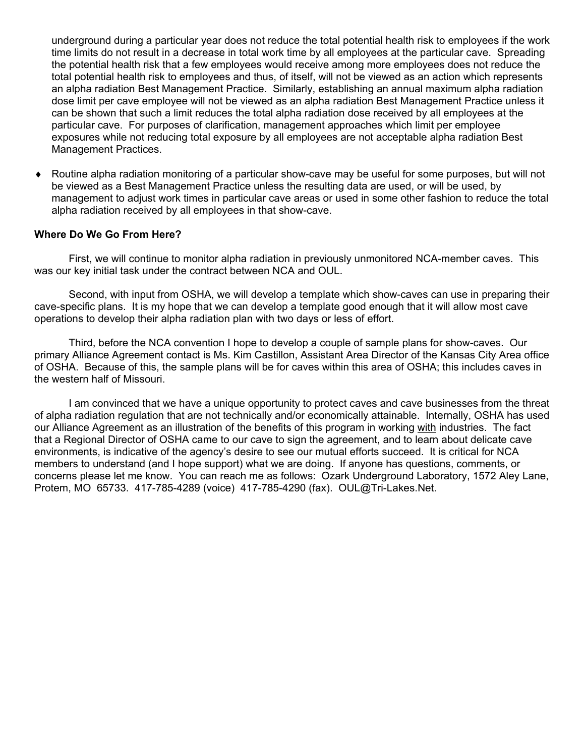underground during a particular year does not reduce the total potential health risk to employees if the work time limits do not result in a decrease in total work time by all employees at the particular cave. Spreading the potential health risk that a few employees would receive among more employees does not reduce the total potential health risk to employees and thus, of itself, will not be viewed as an action which represents an alpha radiation Best Management Practice. Similarly, establishing an annual maximum alpha radiation dose limit per cave employee will not be viewed as an alpha radiation Best Management Practice unless it can be shown that such a limit reduces the total alpha radiation dose received by all employees at the particular cave. For purposes of clarification, management approaches which limit per employee exposures while not reducing total exposure by all employees are not acceptable alpha radiation Best Management Practices.

- Routine alpha radiation monitoring of a particular show-cave may be useful for some purposes, but will not be viewed as a Best Management Practice unless the resulting data are used, or will be used, by management to adjust work times in particular cave areas or used in some other fashion to reduce the total alpha radiation received by all employees in that show-cave.

**Where Do We Go From Here?**

First, we will continue to monitor alpha radiation in previously unmonitored NCA-member caves. This was our key initial task under the contract between NCA and OUL.

Second, with input from OSHA, we will develop a template which show-caves can use in preparing their cave-specific plans. It is my hope that we can develop a template good enough that it will allow most cave operations to develop their alpha radiation plan with two days or less of effort.

Third, before the NCA convention I hope to develop a couple of sample plans for show-caves. Our primary Alliance Agreement contact is Ms. Kim Castillon, Assistant Area Director of the Kansas City Area office of OSHA. Because of this, the sample plans will be for caves within this area of OSHA; this includes caves in the western half of Missouri.

I am convinced that we have a unique opportunity to protect caves and cave businesses from the threat of alpha radiation regulation that are not technically and/or economically attainable. Internally, OSHA has used our Alliance Agreement as an illustration of the benefits of this program in working <u>with</u> industries. The fact that a Regional Director of OSHA came to our cave to sign the agreement, and to learn about delicate cave environments, is indicative of the agency's desire to see our mutual efforts succeed. It is critical for NCA members to understand (and I hope support) what we are doing. If anyone has questions, comments, or concerns please let me know. You can reach me as follows: Ozark Underground Laboratory, 1572 Aley Lane, Protem, MO 65733. 417-785-4289 (voice) 417-785-4290 (fax). OUL@Tri-Lakes.Net.